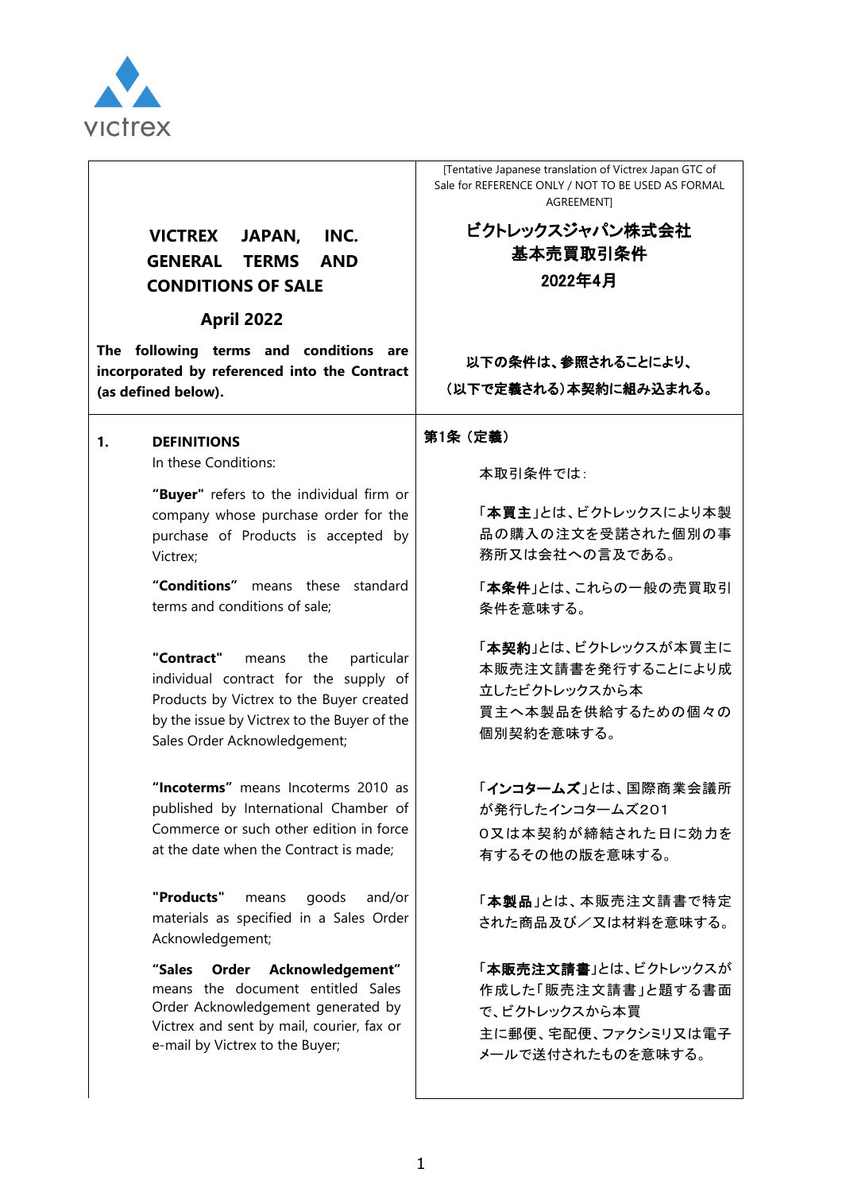victrex

| VICTREX JAPAN, INC. GENERAL TERMS AND CONDITIONS OF SALE | [Tentative Japanese translation of Victrex Japan GTC of Sale for REFERENCE ONLY / NOT TO BE USED AS FORMAL AGREEMENT] ビクトレックスジャパン株式会社 基本売買取引条件 |
|---|---|
| **April 2022** | **2022年4月** |
| **The following terms and conditions are incorporated by referenced into the Contract (as defined below).** | **以下の条件は、参照されることにより、（以下で定義される）本契約に組み込まれる。** |
| **1. DEFINITIONS** | **第1条（定義）** |
| In these Conditions: | 本取引条件では： |
| **"Buyer"** refers to the individual firm or company whose purchase order for the purchase of Products is accepted by Victrex; | 「**本買主**」とは、ビクトレックスにより本製品の購入の注文を受諾された個別の事務所又は会社への言及である。 |
| **"Conditions"** means these standard terms and conditions of sale; | 「**本条件**」とは、これらの一般の売買取引条件を意味する。 |
| **"Contract"** means the particular individual contract for the supply of Products by Victrex to the Buyer created by the issue by Victrex to the Buyer of the Sales Order Acknowledgement; | 「**本契約**」とは、ビクトレックスが本買主に本販売注文請書を発行することにより成立したビクトレックスから本買主へ本製品を供給するための個々の個別契約を意味する。 |
| **"Incoterms"** means Incoterms 2010 as published by International Chamber of Commerce or such other edition in force at the date when the Contract is made; | 「**インコタームズ**」とは、国際商業会議所が発行したインコタームズ2010又は本契約が締結された日に効力を有するその他の版を意味する。 |
| **"Products"** means goods and/or materials as specified in a Sales Order Acknowledgement; | 「**本製品**」とは、本販売注文請書で特定された商品及び／又は材料を意味する。 |
| **"Sales Order Acknowledgement"** means the document entitled Sales Order Acknowledgement generated by Victrex and sent by mail, courier, fax or e-mail by Victrex to the Buyer; | 「**本販売注文請書**」とは、ビクトレックスが作成した「販売注文請書」と題する書面で、ビクトレックスから本買主に郵便、宅配便、ファクシミリ又は電子メールで送付されたものを意味する。 |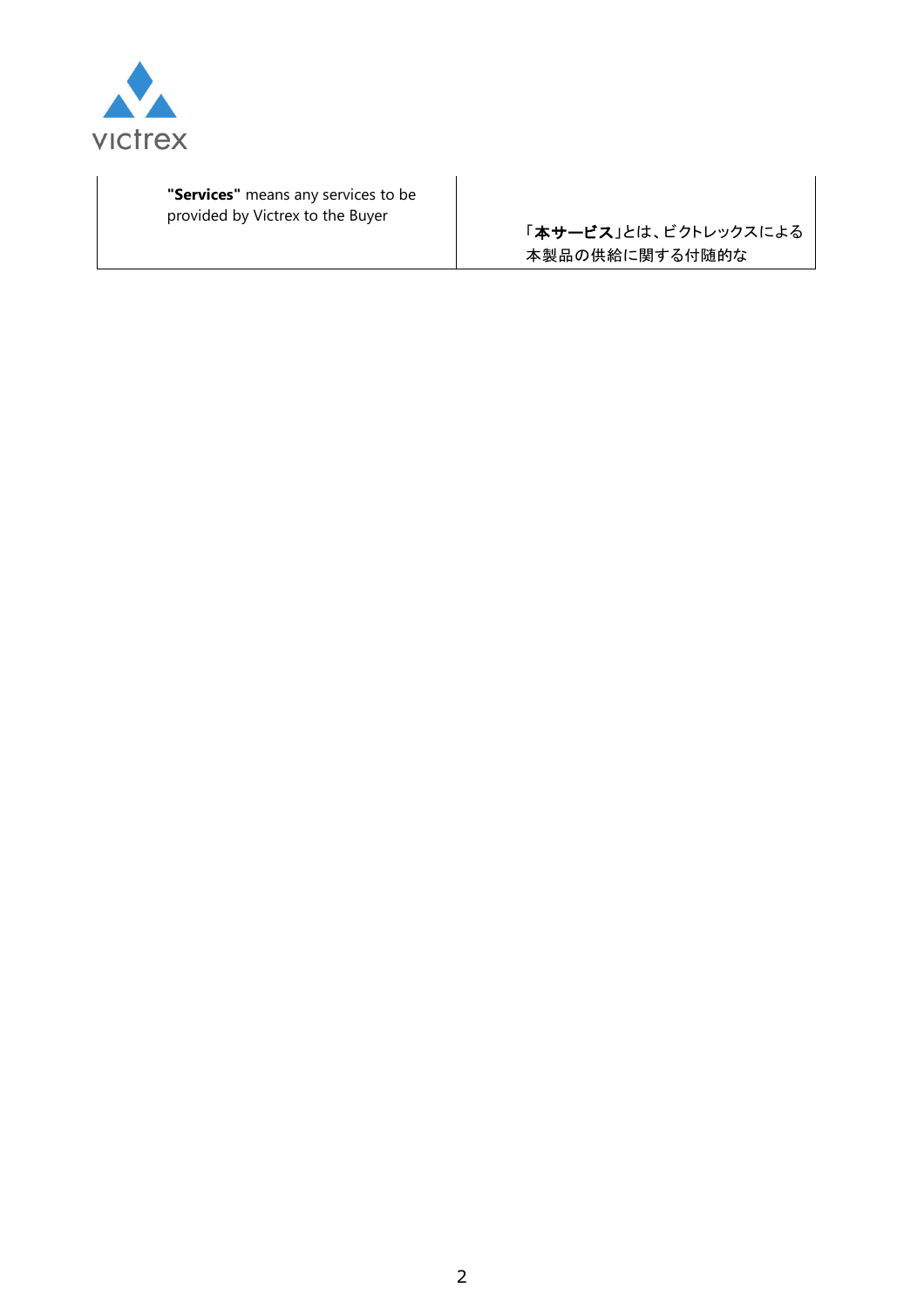| | |
|---|---|
| **"Services"** means any services to be provided by Victrex to the Buyer | 「**本サービス**」とは、ビクトレックスによる本製品の供給に関する付随的な |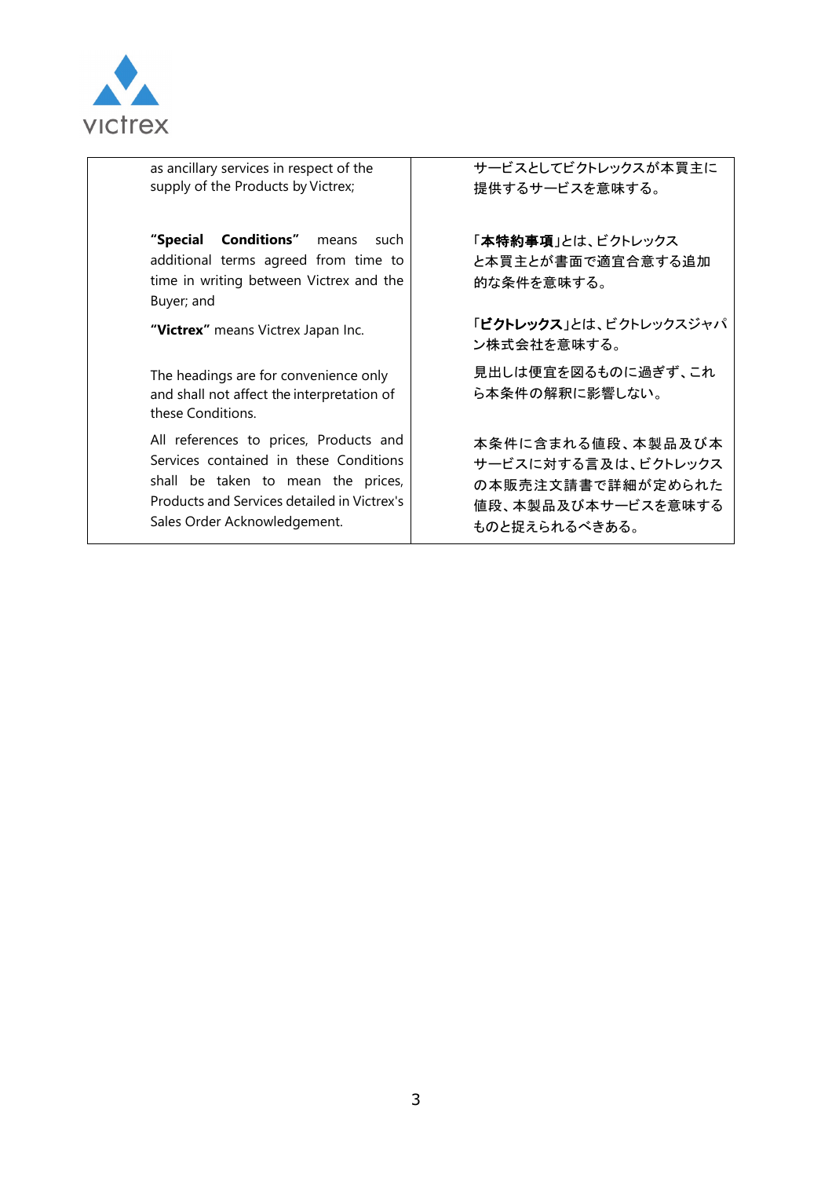| | |
|---|---|
| as ancillary services in respect of the supply of the Products by Victrex; | サービスとしてビクトレックスが本買主に提供するサービスを意味する。 |
| **"Special Conditions"** means such additional terms agreed from time to time in writing between Victrex and the Buyer; and | 「**本特約事項**」とは、ビクトレックスと本買主とが書面で適宜合意する追加的な条件を意味する。 |
| **"Victrex"** means Victrex Japan Inc. | 「**ビクトレックス**」とは、ビクトレックスジャパン株式会社を意味する。 |
| The headings are for convenience only and shall not affect the interpretation of these Conditions. | 見出しは便宜を図るものに過ぎず、これら本条件の解釈に影響しない。 |
| All references to prices, Products and Services contained in these Conditions shall be taken to mean the prices, Products and Services detailed in Victrex's Sales Order Acknowledgement. | 本条件に含まれる値段、本製品及び本サービスに対する言及は、ビクトレックスの本販売注文請書で詳細が定められた値段、本製品及び本サービスを意味するものと捉えられるべきある。 |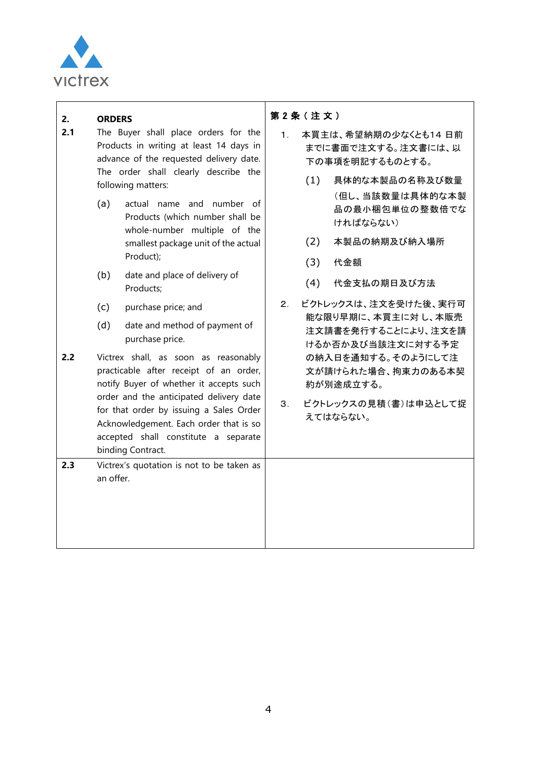| | |
|---|---|
| **2. ORDERS** | **第 2 条（注 文）** |
| **2.1** The Buyer shall place orders for the Products in writing at least 14 days in advance of the requested delivery date. The order shall clearly describe the following matters:<br><br>(a) actual name and number of Products (which number shall be whole-number multiple of the smallest package unit of the actual Product);<br><br>(b) date and place of delivery of Products;<br><br>(c) purchase price; and<br><br>(d) date and method of payment of purchase price. | 1．本買主は、希望納期の少なくとも14 日前までに書面で注文する。注文書には、以下の事項を明記するものとする。<br><br>(1) 具体的な本製品の名称及び数量（但し、当該数量は具体的な本製品の最小梱包単位の整数倍でなければならない）<br><br>(2) 本製品の納期及び納入場所<br><br>(3) 代金額<br><br>(4) 代金支払の期日及び方法 |
| **2.2** Victrex shall, as soon as reasonably practicable after receipt of an order, notify Buyer of whether it accepts such order and the anticipated delivery date for that order by issuing a Sales Order Acknowledgement. Each order that is so accepted shall constitute a separate binding Contract. | 2．ビクトレックスは、注文を受けた後、実行可能な限り早期に、本買主に対 し、本販売注文請書を発行することにより、注文を請けるか否か及び当該注文に対する予定の納入日を通知する。そのようにして注文が請けられた場合、拘束力のある本契約が別途成立する。<br><br>3．ビクトレックスの見積（書）は申込として捉えてはならない。 |
| **2.3** Victrex's quotation is not to be taken as an offer. | |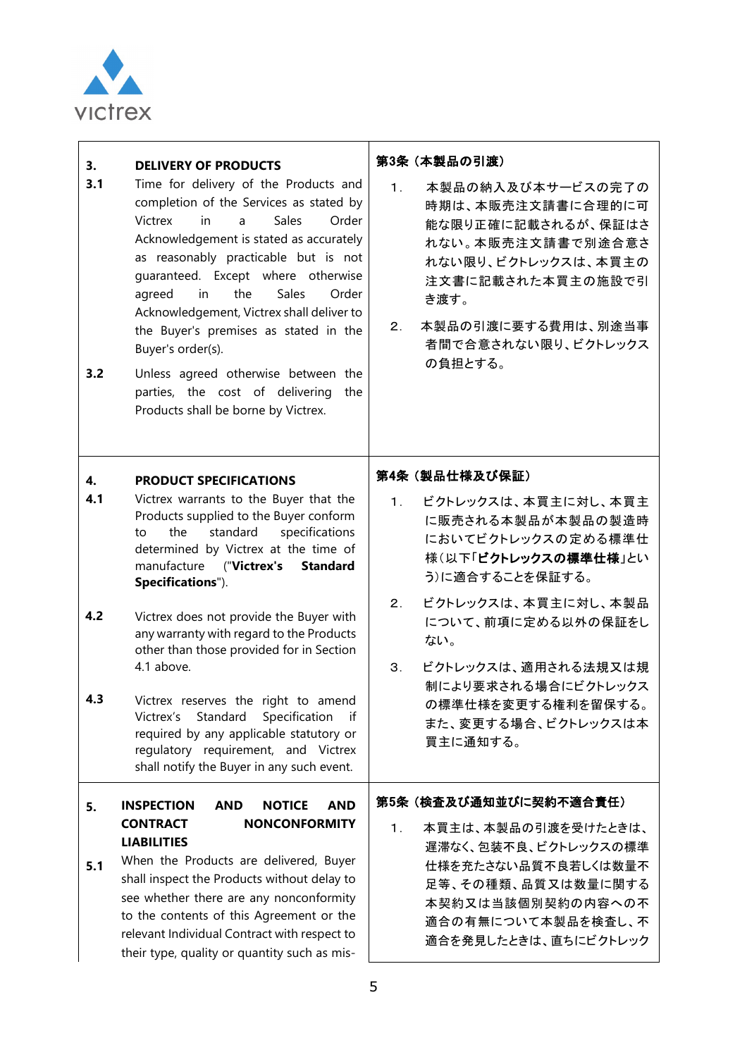| English | Japanese |
|---|---|
| **3. DELIVERY OF PRODUCTS**<br><br>**3.1** Time for delivery of the Products and completion of the Services as stated by Victrex in a Sales Order Acknowledgement is stated as accurately as reasonably practicable but is not guaranteed. Except where otherwise agreed in the Sales Order Acknowledgement, Victrex shall deliver to the Buyer's premises as stated in the Buyer's order(s).<br><br>**3.2** Unless agreed otherwise between the parties, the cost of delivering the Products shall be borne by Victrex. | **第3条（本製品の引渡）**<br><br>１．　本製品の納入及び本サービスの完了の時期は、本販売注文請書に合理的に可能な限り正確に記載されるが、保証はされない。本販売注文請書で別途合意されない限り、ビクトレックスは、本買主の注文書に記載された本買主の施設で引き渡す。<br><br>２．　本製品の引渡に要する費用は、別途当事者間で合意されない限り、ビクトレックスの負担とする。 |
| **4. PRODUCT SPECIFICATIONS**<br><br>**4.1** Victrex warrants to the Buyer that the Products supplied to the Buyer conform to the standard specifications determined by Victrex at the time of manufacture ("**Victrex's Standard Specifications**").<br><br>**4.2** Victrex does not provide the Buyer with any warranty with regard to the Products other than those provided for in Section 4.1 above.<br><br>**4.3** Victrex reserves the right to amend Victrex's Standard Specification if required by any applicable statutory or regulatory requirement, and Victrex shall notify the Buyer in any such event. | **第4条（製品仕様及び保証）**<br><br>１．　ビクトレックスは、本買主に対し、本買主に販売される本製品が本製品の製造時においてビクトレックスの定める標準仕様（以下「**ビクトレックスの標準仕様**」という）に適合することを保証する。<br><br>２．　ビクトレックスは、本買主に対し、本製品について、前項に定める以外の保証をしない。<br><br>３．　ビクトレックスは、適用される法規又は規制により要求される場合にビクトレックスの標準仕様を変更する権利を留保する。また、変更する場合、ビクトレックスは本買主に通知する。 |
| **5. INSPECTION AND NOTICE AND CONTRACT NONCONFORMITY LIABILITIES**<br><br>**5.1** When the Products are delivered, Buyer shall inspect the Products without delay to see whether there are any nonconformity to the contents of this Agreement or the relevant Individual Contract with respect to their type, quality or quantity such as mis- | **第5条（検査及び通知並びに契約不適合責任）**<br><br>１．　本買主は、本製品の引渡を受けたときは、遅滞なく、包装不良、ビクトレックスの標準仕様を充たさない品質不良若しくは数量不足等、その種類、品質又は数量に関する本契約又は当該個別契約の内容への不適合の有無について本製品を検査し、不適合を発見したときは、直ちにビクトレック |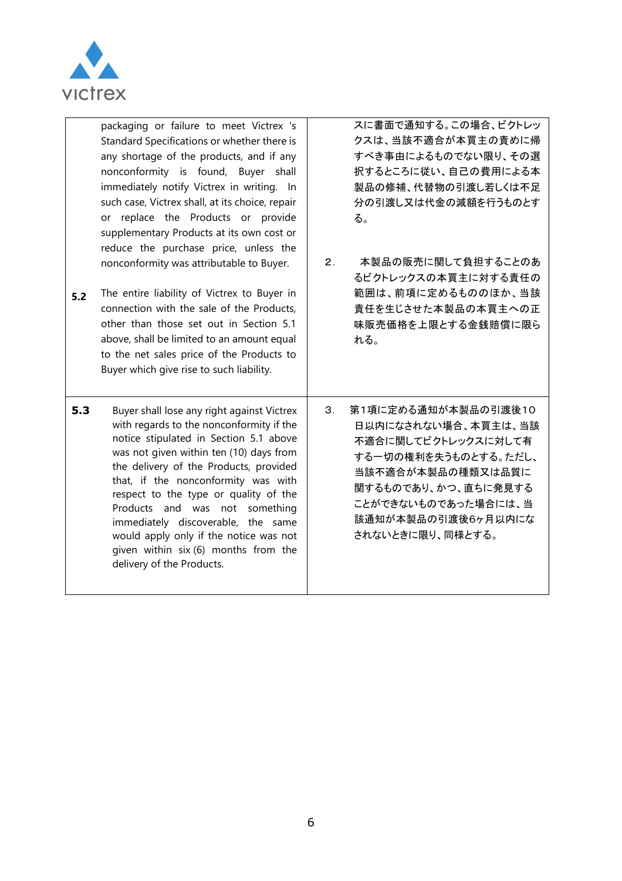| | English | Japanese |
|---|---|---|
| | packaging or failure to meet Victrex 's Standard Specifications or whether there is any shortage of the products, and if any nonconformity is found, Buyer shall immediately notify Victrex in writing. In such case, Victrex shall, at its choice, repair or replace the Products or provide supplementary Products at its own cost or reduce the purchase price, unless the nonconformity was attributable to Buyer. | スに書面で通知する。この場合、ビクトレックスは、当該不適合が本買主の責めに帰すべき事由によるものでない限り、その選択するところに従い、自己の費用による本製品の修補、代替物の引渡し若しくは不足分の引渡し又は代金の減額を行うものとする。 |
| **5.2** | The entire liability of Victrex to Buyer in connection with the sale of the Products, other than those set out in Section 5.1 above, shall be limited to an amount equal to the net sales price of the Products to Buyer which give rise to such liability. | 2．　本製品の販売に関して負担することのあるビクトレックスの本買主に対する責任の範囲は、前項に定めるもののほか、当該責任を生じさせた本製品の本買主への正味販売価格を上限とする金銭賠償に限られる。 |
| **5.3** | Buyer shall lose any right against Victrex with regards to the nonconformity if the notice stipulated in Section 5.1 above was not given within ten (10) days from the delivery of the Products, provided that, if the nonconformity was with respect to the type or quality of the Products and was not something immediately discoverable, the same would apply only if the notice was not given within six (6) months from the delivery of the Products. | 3．　第1項に定める通知が本製品の引渡後10日以内になされない場合、本買主は、当該不適合に関してビクトレックスに対して有する一切の権利を失うものとする。ただし、当該不適合が本製品の種類又は品質に関するものであり、かつ、直ちに発見することができないものであった場合には、当該通知が本製品の引渡後6ヶ月以内になされないときに限り、同様とする。 |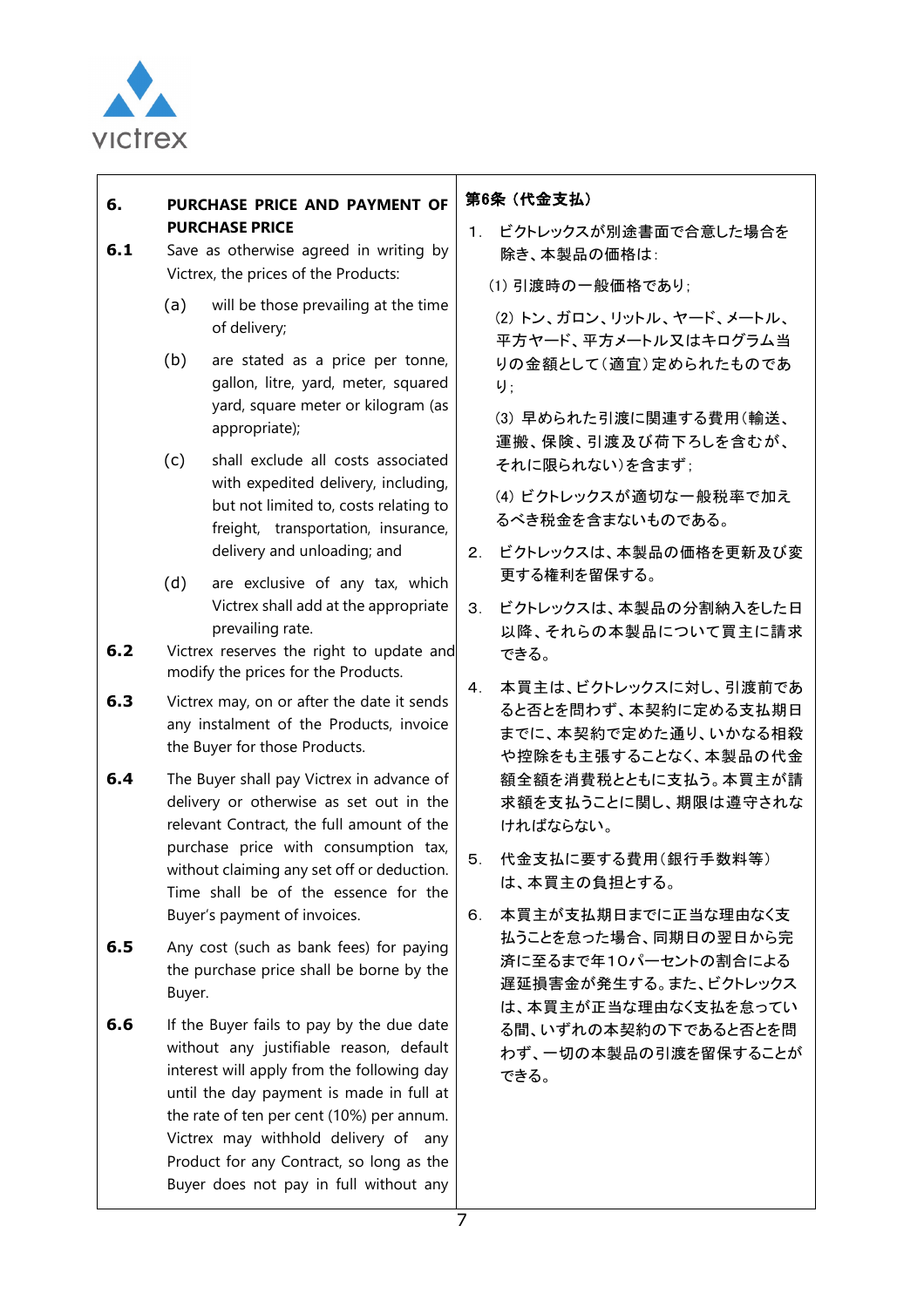## 6. PURCHASE PRICE AND PAYMENT OF PURCHASE PRICE

**6.1** Save as otherwise agreed in writing by Victrex, the prices of the Products:

(a) will be those prevailing at the time of delivery;

(b) are stated as a price per tonne, gallon, litre, yard, meter, squared yard, square meter or kilogram (as appropriate);

(c) shall exclude all costs associated with expedited delivery, including, but not limited to, costs relating to freight, transportation, insurance, delivery and unloading; and

(d) are exclusive of any tax, which Victrex shall add at the appropriate prevailing rate.

**6.2** Victrex reserves the right to update and modify the prices for the Products.

**6.3** Victrex may, on or after the date it sends any instalment of the Products, invoice the Buyer for those Products.

**6.4** The Buyer shall pay Victrex in advance of delivery or otherwise as set out in the relevant Contract, the full amount of the purchase price with consumption tax, without claiming any set off or deduction. Time shall be of the essence for the Buyer's payment of invoices.

**6.5** Any cost (such as bank fees) for paying the purchase price shall be borne by the Buyer.

**6.6** If the Buyer fails to pay by the due date without any justifiable reason, default interest will apply from the following day until the day payment is made in full at the rate of ten per cent (10%) per annum. Victrex may withhold delivery of any Product for any Contract, so long as the Buyer does not pay in full without any

## 第6条（代金支払）

1. ビクトレックスが別途書面で合意した場合を除き、本製品の価格は：

(1) 引渡時の一般価格であり；

(2) トン、ガロン、リットル、ヤード、メートル、平方ヤード、平方メートル又はキログラム当りの金額として（適宜）定められたものであり；

(3) 早められた引渡に関連する費用（輸送、運搬、保険、引渡及び荷下ろしを含むが、それに限られない）を含まず；

(4) ビクトレックスが適切な一般税率で加えるべき税金を含まないものである。

2. ビクトレックスは、本製品の価格を更新及び変更する権利を留保する。

3. ビクトレックスは、本製品の分割納入をした日以降、それらの本製品について買主に請求できる。

4. 本買主は、ビクトレックスに対し、引渡前であると否とを問わず、本契約に定める支払期日までに、本契約で定めた通り、いかなる相殺や控除をも主張することなく、本製品の代金額全額を消費税とともに支払う。本買主が請求額を支払うことに関し、期限は遵守されなければならない。

5. 代金支払に要する費用（銀行手数料等）は、本買主の負担とする。

6. 本買主が支払期日までに正当な理由なく支払うことを怠った場合、同期日の翌日から完済に至るまで年10パーセントの割合による遅延損害金が発生する。また、ビクトレックスは、本買主が正当な理由なく支払を怠っている間、いずれの本契約の下であると否とを問わず、一切の本製品の引渡を留保することができる。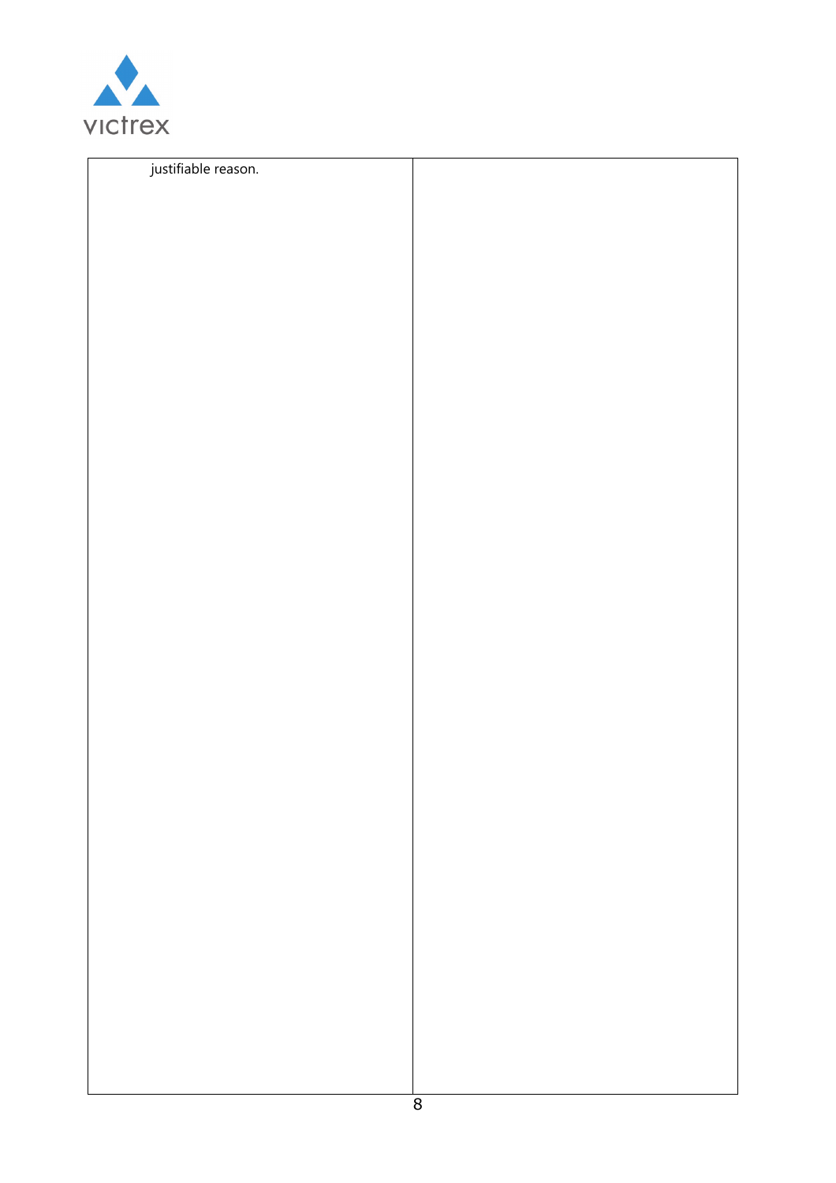| | |
|---|---|
| justifiable reason. | |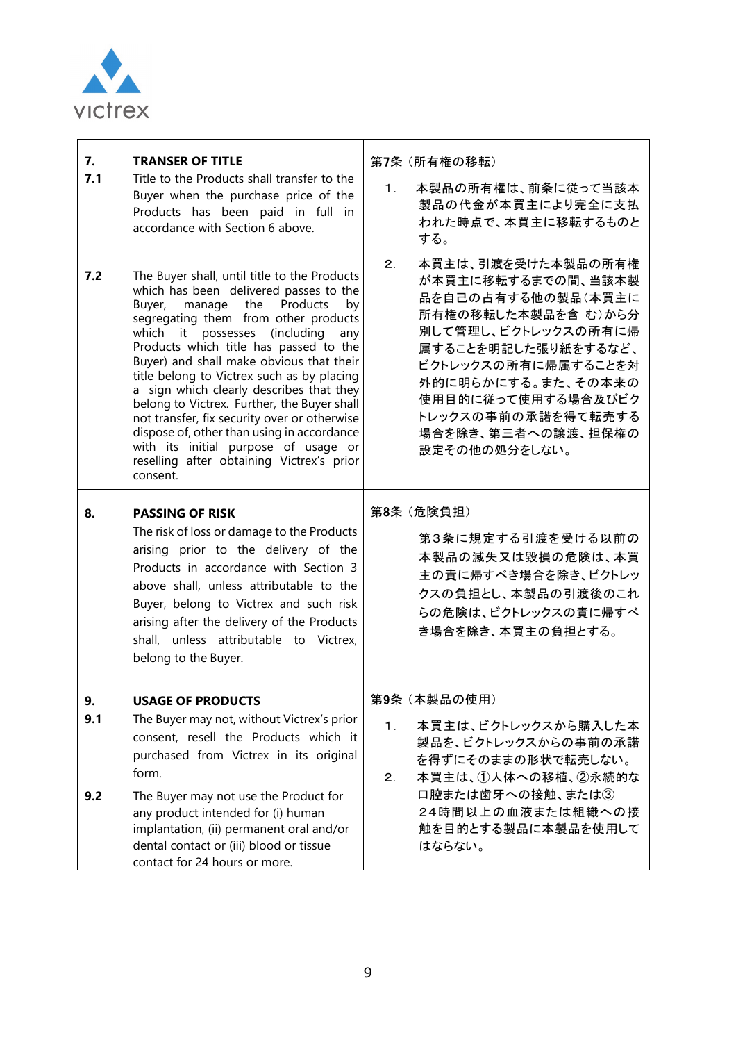| English | Japanese |
|---|---|
| **7. TRANSER OF TITLE** | 第7条（所有権の移転） |
| **7.1** Title to the Products shall transfer to the Buyer when the purchase price of the Products has been paid in full in accordance with Section 6 above. | 1．本製品の所有権は、前条に従って当該本製品の代金が本買主により完全に支払われた時点で、本買主に移転するものとする。 |
| **7.2** The Buyer shall, until title to the Products which has been delivered passes to the Buyer, manage the Products by segregating them from other products which it possesses (including any Products which title has passed to the Buyer) and shall make obvious that their title belong to Victrex such as by placing a sign which clearly describes that they belong to Victrex. Further, the Buyer shall not transfer, fix security over or otherwise dispose of, other than using in accordance with its initial purpose of usage or reselling after obtaining Victrex's prior consent. | 2．本買主は、引渡を受けた本製品の所有権が本買主に移転するまでの間、当該本製品を自己の占有する他の製品（本買主に所有権の移転した本製品を含 む）から分別して管理し、ビクトレックスの所有に帰属することを明記した張り紙をするなど、ビクトレックスの所有に帰属することを対外的に明らかにする。また、その本来の使用目的に従って使用する場合及びビクトレックスの事前の承諾を得て転売する場合を除き、第三者への譲渡、担保権の設定その他の処分をしない。 |
| **8. PASSING OF RISK** | 第8条（危険負担） |
| The risk of loss or damage to the Products arising prior to the delivery of the Products in accordance with Section 3 above shall, unless attributable to the Buyer, belong to Victrex and such risk arising after the delivery of the Products shall, unless attributable to Victrex, belong to the Buyer. | 第3条に規定する引渡を受ける以前の本製品の滅失又は毀損の危険は、本買主の責に帰すべき場合を除き、ビクトレックスの負担とし、本製品の引渡後のこれらの危険は、ビクトレックスの責に帰すべき場合を除き、本買主の負担とする。 |
| **9. USAGE OF PRODUCTS** | 第9条（本製品の使用） |
| **9.1** The Buyer may not, without Victrex's prior consent, resell the Products which it purchased from Victrex in its original form. | 1．本買主は、ビクトレックスから購入した本製品を、ビクトレックスからの事前の承諾を得ずにそのままの形状で転売しない。 |
| **9.2** The Buyer may not use the Product for any product intended for (i) human implantation, (ii) permanent oral and/or dental contact or (iii) blood or tissue contact for 24 hours or more. | 2．本買主は、①人体への移植、②永続的な口腔または歯牙への接触、または③24時間以上の血液または組織への接触を目的とする製品に本製品を使用してはならない。 |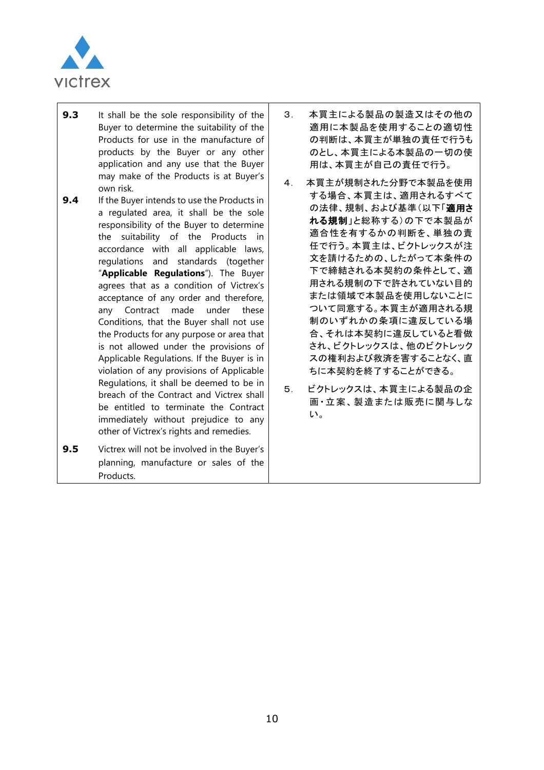| | |
|---|---|
| **9.3** It shall be the sole responsibility of the Buyer to determine the suitability of the Products for use in the manufacture of products by the Buyer or any other application and any use that the Buyer may make of the Products is at Buyer's own risk. | 3． 本買主による製品の製造又はその他の適用に本製品を使用することの適切性の判断は、本買主が単独の責任で行うものとし、本買主による本製品の一切の使用は、本買主が自己の責任で行う。 |
| **9.4** If the Buyer intends to use the Products in a regulated area, it shall be the sole responsibility of the Buyer to determine the suitability of the Products in accordance with all applicable laws, regulations and standards (together "**Applicable Regulations**"). The Buyer agrees that as a condition of Victrex's acceptance of any order and therefore, any Contract made under these Conditions, that the Buyer shall not use the Products for any purpose or area that is not allowed under the provisions of Applicable Regulations. If the Buyer is in violation of any provisions of Applicable Regulations, it shall be deemed to be in breach of the Contract and Victrex shall be entitled to terminate the Contract immediately without prejudice to any other of Victrex's rights and remedies. | 4． 本買主が規制された分野で本製品を使用する場合、本買主は、適用されるすべての法律、規制、および基準（以下「**適用される規制**」と総称する）の下で本製品が適合性を有するかの判断を、単独の責任で行う。本買主は、ビクトレックスが注文を請けるための、したがって本条件の下で締結される本契約の条件として、適用される規制の下で許されていない目的または領域で本製品を使用しないことについて同意する。本買主が適用される規制のいずれかの条項に違反している場合、それは本契約に違反していると看做され、ビクトレックスは、他のビクトレックスの権利および救済を害することなく、直ちに本契約を終了することができる。 |
| **9.5** Victrex will not be involved in the Buyer's planning, manufacture or sales of the Products. | 5． ビクトレックスは、本買主による製品の企画・立案、製造または販売に関与しない。 |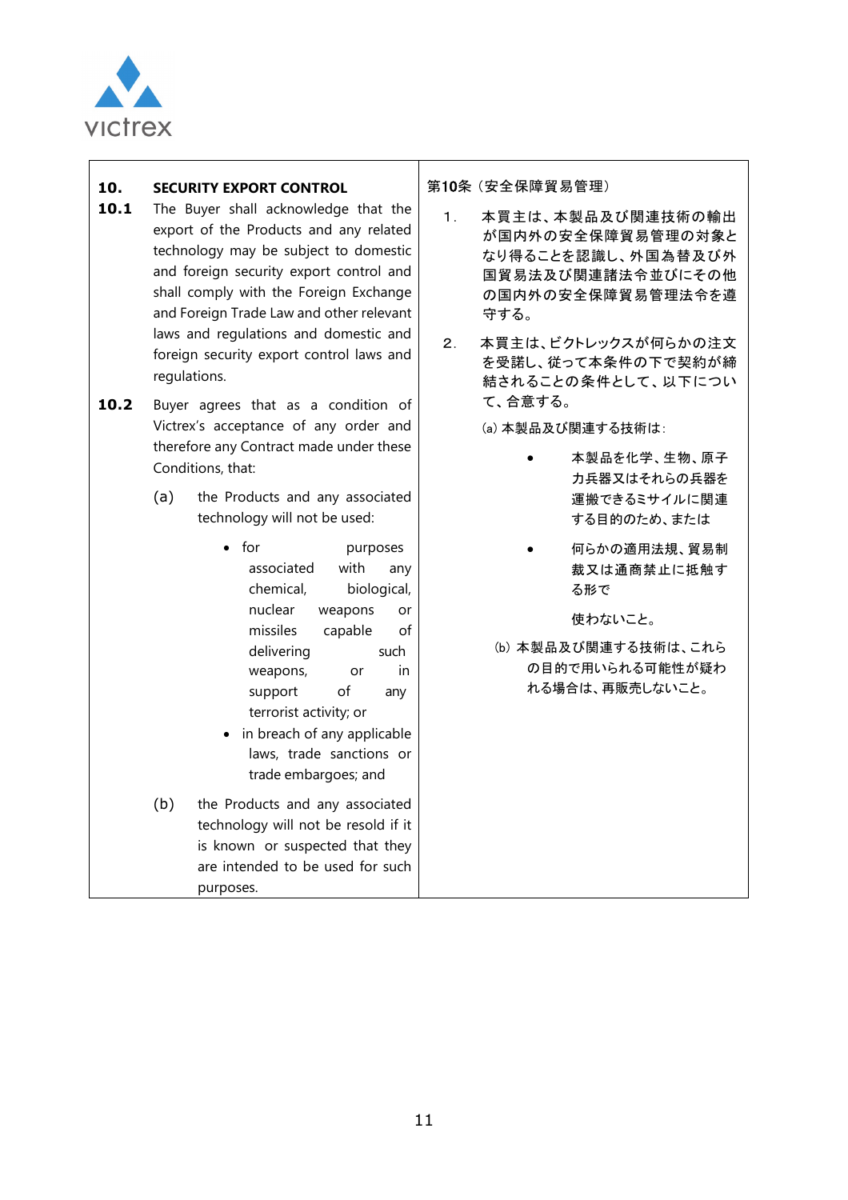| | |
|---|---|
| **10. SECURITY EXPORT CONTROL** | 第10条（安全保障貿易管理） |
| **10.1** The Buyer shall acknowledge that the export of the Products and any related technology may be subject to domestic and foreign security export control and shall comply with the Foreign Exchange and Foreign Trade Law and other relevant laws and regulations and domestic and foreign security export control laws and regulations. | １．本買主は、本製品及び関連技術の輸出が国内外の安全保障貿易管理の対象となり得ることを認識し、外国為替及び外国貿易法及び関連諸法令並びにその他の国内外の安全保障貿易管理法令を遵守する。 |
| **10.2** Buyer agrees that as a condition of Victrex's acceptance of any order and therefore any Contract made under these Conditions, that:<br><br>(a) the Products and any associated technology will not be used:<br><br>• for purposes associated with any chemical, biological, nuclear weapons or missiles capable of delivering such weapons, or in support of any terrorist activity; or<br>• in breach of any applicable laws, trade sanctions or trade embargoes; and<br><br>(b) the Products and any associated technology will not be resold if it is known or suspected that they are intended to be used for such purposes. | ２．本買主は、ビクトレックスが何らかの注文を受諾し、従って本条件の下で契約が締結されることの条件として、以下について、合意する。<br><br>(a) 本製品及び関連する技術は：<br><br>• 本製品を化学、生物、原子力兵器又はそれらの兵器を運搬できるミサイルに関連する目的のため、または<br>• 何らかの適用法規、貿易制裁又は通商禁止に抵触する形で<br><br>使わないこと。<br><br>(b) 本製品及び関連する技術は、これらの目的で用いられる可能性が疑われる場合は、再販売しないこと。 |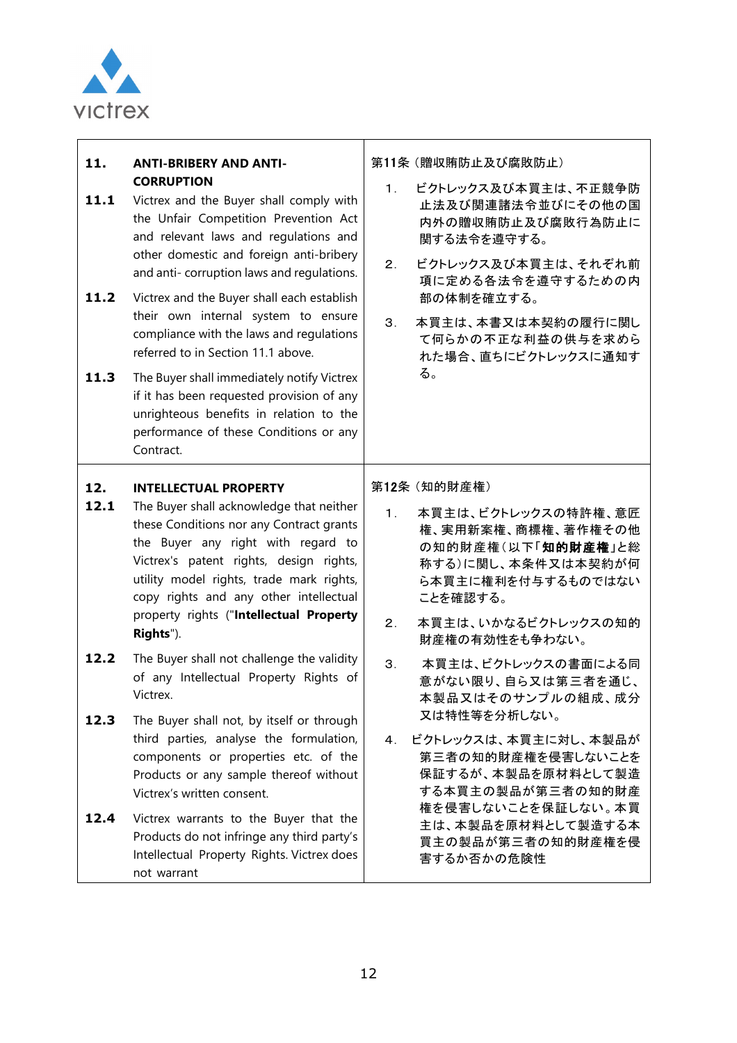| **11.** **ANTI-BRIBERY AND ANTI-CORRUPTION** | 第11条（贈収賄防止及び腐敗防止） |
|---|---|
| **11.1** Victrex and the Buyer shall comply with the Unfair Competition Prevention Act and relevant laws and regulations and other domestic and foreign anti-bribery and anti- corruption laws and regulations. | 1． ビクトレックス及び本買主は、不正競争防止法及び関連諸法令並びにその他の国内外の贈収賄防止及び腐敗行為防止に関する法令を遵守する。 |
| **11.2** Victrex and the Buyer shall each establish their own internal system to ensure compliance with the laws and regulations referred to in Section 11.1 above. | 2． ビクトレックス及び本買主は、それぞれ前項に定める各法令を遵守するための内部の体制を確立する。 |
| **11.3** The Buyer shall immediately notify Victrex if it has been requested provision of any unrighteous benefits in relation to the performance of these Conditions or any Contract. | 3． 本買主は、本書又は本契約の履行に関して何らかの不正な利益の供与を求められた場合、直ちにビクトレックスに通知する。 |
| **12.** **INTELLECTUAL PROPERTY** | 第12条（知的財産権） |
| **12.1** The Buyer shall acknowledge that neither these Conditions nor any Contract grants the Buyer any right with regard to Victrex's patent rights, design rights, utility model rights, trade mark rights, copy rights and any other intellectual property rights ("**Intellectual Property Rights**"). | 1． 本買主は、ビクトレックスの特許権、意匠権、実用新案権、商標権、著作権その他の知的財産権（以下「**知的財産権**」と総称する）に関し、本条件又は本契約が何ら本買主に権利を付与するものではないことを確認する。 |
| **12.2** The Buyer shall not challenge the validity of any Intellectual Property Rights of Victrex. | 2． 本買主は、いかなるビクトレックスの知的財産権の有効性をも争わない。 |
| **12.3** The Buyer shall not, by itself or through third parties, analyse the formulation, components or properties etc. of the Products or any sample thereof without Victrex's written consent. | 3． 本買主は、ビクトレックスの書面による同意がない限り、自ら又は第三者を通じ、本製品又はそのサンプルの組成、成分又は特性等を分析しない。 |
| **12.4** Victrex warrants to the Buyer that the Products do not infringe any third party's Intellectual Property Rights. Victrex does not warrant | 4． ビクトレックスは、本買主に対し、本製品が第三者の知的財産権を侵害しないことを保証するが、本製品を原材料として製造する本買主の製品が第三者の知的財産権を侵害しないことを保証しない。本買主は、本製品を原材料として製造する本買主の製品が第三者の知的財産権を侵害するか否かの危険性 |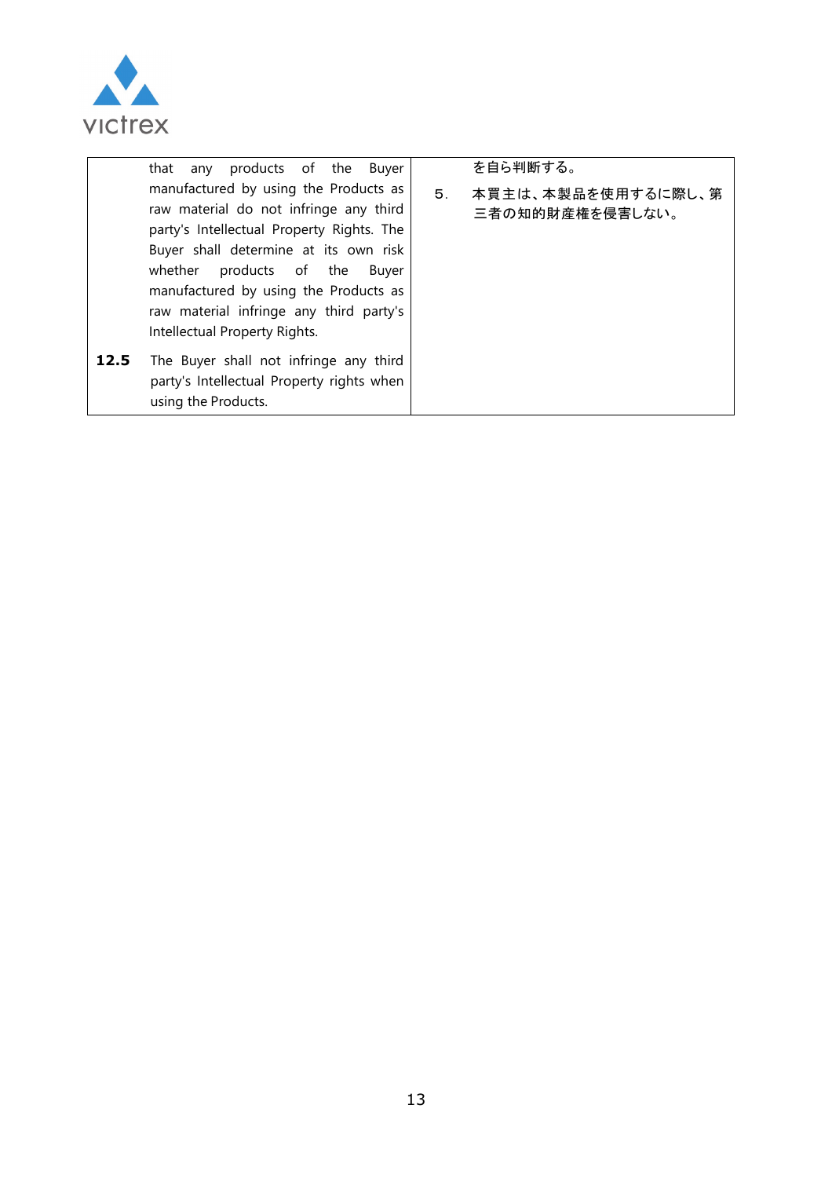| | | | |
|---|---|---|---|
| | that any products of the Buyer manufactured by using the Products as raw material do not infringe any third party's Intellectual Property Rights. The Buyer shall determine at its own risk whether products of the Buyer manufactured by using the Products as raw material infringe any third party's Intellectual Property Rights. | | を自ら判断する。 |
| **12.5** | The Buyer shall not infringe any third party's Intellectual Property rights when using the Products. | ５. | 本買主は、本製品を使用するに際し、第三者の知的財産権を侵害しない。 |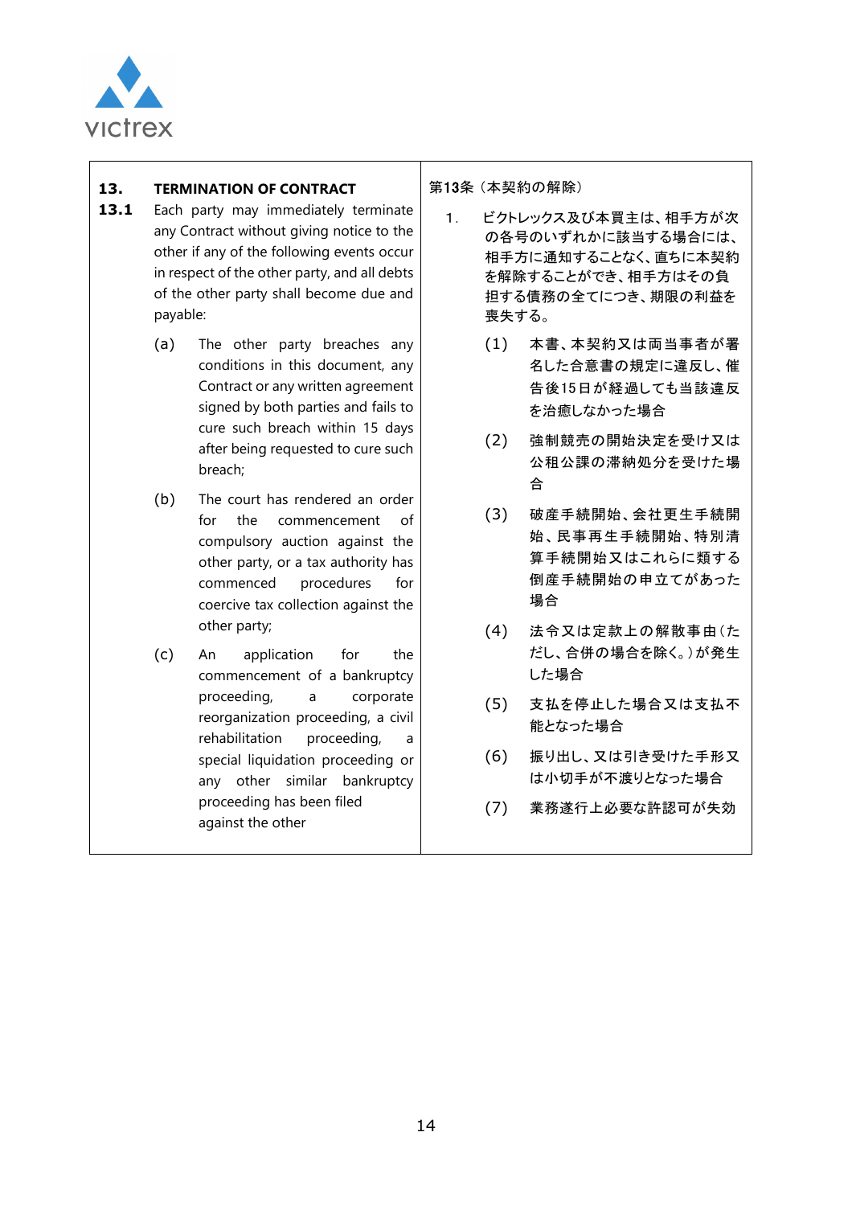| **13. TERMINATION OF CONTRACT** | 第13条（本契約の解除） |
|---|---|
| **13.1** Each party may immediately terminate any Contract without giving notice to the other if any of the following events occur in respect of the other party, and all debts of the other party shall become due and payable: | 1．ビクトレックス及び本買主は、相手方が次の各号のいずれかに該当する場合には、相手方に通知することなく、直ちに本契約を解除することができ、相手方はその負担する債務の全てにつき、期限の利益を喪失する。 |
| (a) The other party breaches any conditions in this document, any Contract or any written agreement signed by both parties and fails to cure such breach within 15 days after being requested to cure such breach; | (1) 本書、本契約又は両当事者が署名した合意書の規定に違反し、催告後15日が経過しても当該違反を治癒しなかった場合 |
| (b) The court has rendered an order for the commencement of compulsory auction against the other party, or a tax authority has commenced procedures for coercive tax collection against the other party; | (2) 強制競売の開始決定を受け又は公租公課の滞納処分を受けた場合 |
| (c) An application for the commencement of a bankruptcy proceeding, a corporate reorganization proceeding, a civil rehabilitation proceeding, a special liquidation proceeding or any other similar bankruptcy proceeding has been filed against the other | (3) 破産手続開始、会社更生手続開始、民事再生手続開始、特別清算手続開始又はこれらに類する倒産手続開始の申立てがあった場合 |
| | (4) 法令又は定款上の解散事由（ただし、合併の場合を除く。）が発生した場合 |
| | (5) 支払を停止した場合又は支払不能となった場合 |
| | (6) 振り出し、又は引き受けた手形又は小切手が不渡りとなった場合 |
| | (7) 業務遂行上必要な許認可が失効 |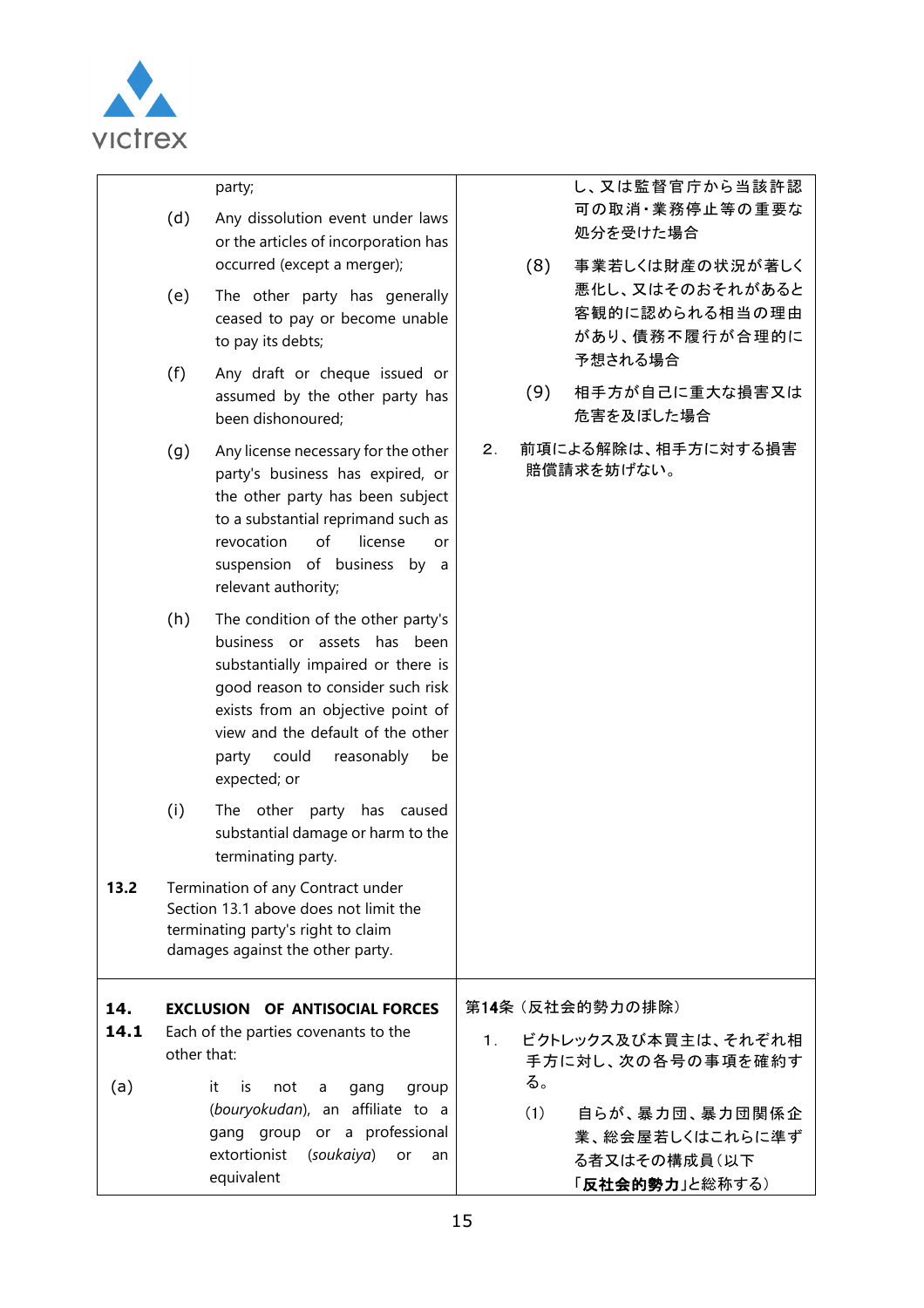| | |
|---|---|
| party;<br><br>(d) Any dissolution event under laws or the articles of incorporation has occurred (except a merger);<br><br>(e) The other party has generally ceased to pay or become unable to pay its debts;<br><br>(f) Any draft or cheque issued or assumed by the other party has been dishonoured;<br><br>(g) Any license necessary for the other party's business has expired, or the other party has been subject to a substantial reprimand such as revocation of license or suspension of business by a relevant authority;<br><br>(h) The condition of the other party's business or assets has been substantially impaired or there is good reason to consider such risk exists from an objective point of view and the default of the other party could reasonably be expected; or<br><br>(i) The other party has caused substantial damage or harm to the terminating party.<br><br>**13.2** Termination of any Contract under Section 13.1 above does not limit the terminating party's right to claim damages against the other party. | し、又は監督官庁から当該許認可の取消・業務停止等の重要な処分を受けた場合<br><br>(8) 事業若しくは財産の状況が著しく悪化し、又はそのおそれがあると客観的に認められる相当の理由があり、債務不履行が合理的に予想される場合<br><br>(9) 相手方が自己に重大な損害又は危害を及ぼした場合<br><br>2. 前項による解除は、相手方に対する損害賠償請求を妨げない。 |
| **14. EXCLUSION OF ANTISOCIAL FORCES**<br><br>**14.1** Each of the parties covenants to the other that:<br><br>(a) it is not a gang group (*bouryokudan*), an affiliate to a gang group or a professional extortionist (*soukaiya*) or an equivalent | 第14条（反社会的勢力の排除）<br><br>1. ビクトレックス及び本買主は、それぞれ相手方に対し、次の各号の事項を確約する。<br><br>(1) 自らが、暴力団、暴力団関係企業、総会屋若しくはこれらに準ずる者又はその構成員（以下**「反社会的勢力」**と総称する） |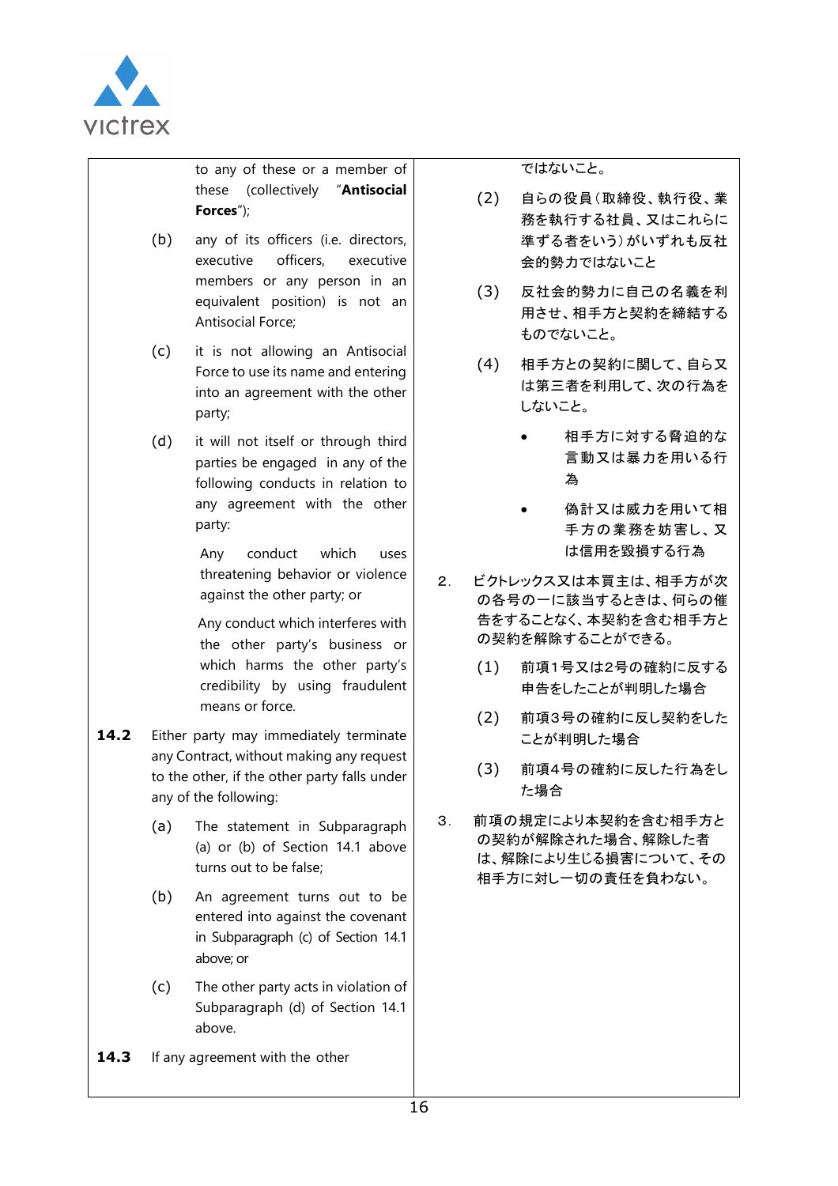| | |
|---|---|
| to any of these or a member of these (collectively "**Antisocial Forces**");<br><br>(b) any of its officers (i.e. directors, executive officers, executive members or any person in an equivalent position) is not an Antisocial Force;<br><br>(c) it is not allowing an Antisocial Force to use its name and entering into an agreement with the other party;<br><br>(d) it will not itself or through third parties be engaged in any of the following conducts in relation to any agreement with the other party:<br><br>Any conduct which uses threatening behavior or violence against the other party; or<br><br>Any conduct which interferes with the other party's business or which harms the other party's credibility by using fraudulent means or force. | ではないこと。<br><br>(2) 自らの役員（取締役、執行役、業務を執行する社員、又はこれらに準ずる者をいう）がいずれも反社会的勢力ではないこと<br><br>(3) 反社会的勢力に自己の名義を利用させ、相手方と契約を締結するものでないこと。<br><br>(4) 相手方との契約に関して、自ら又は第三者を利用して、次の行為をしないこと。<br><br>• 相手方に対する脅迫的な言動又は暴力を用いる行為<br><br>• 偽計又は威力を用いて相手方の業務を妨害し、又は信用を毀損する行為 |
| **14.2** Either party may immediately terminate any Contract, without making any request to the other, if the other party falls under any of the following:<br><br>(a) The statement in Subparagraph (a) or (b) of Section 14.1 above turns out to be false;<br><br>(b) An agreement turns out to be entered into against the covenant in Subparagraph (c) of Section 14.1 above; or<br><br>(c) The other party acts in violation of Subparagraph (d) of Section 14.1 above. | 2. ビクトレックス又は本買主は、相手方が次の各号の一に該当するときは、何らの催告をすることなく、本契約を含む相手方との契約を解除することができる。<br><br>(1) 前項1号又は2号の確約に反する申告をしたことが判明した場合<br><br>(2) 前項3号の確約に反し契約をしたことが判明した場合<br><br>(3) 前項4号の確約に反した行為をした場合 |
| **14.3** If any agreement with the other | 3. 前項の規定により本契約を含む相手方との契約が解除された場合、解除した者は、解除により生じる損害について、その相手方に対し一切の責任を負わない。 |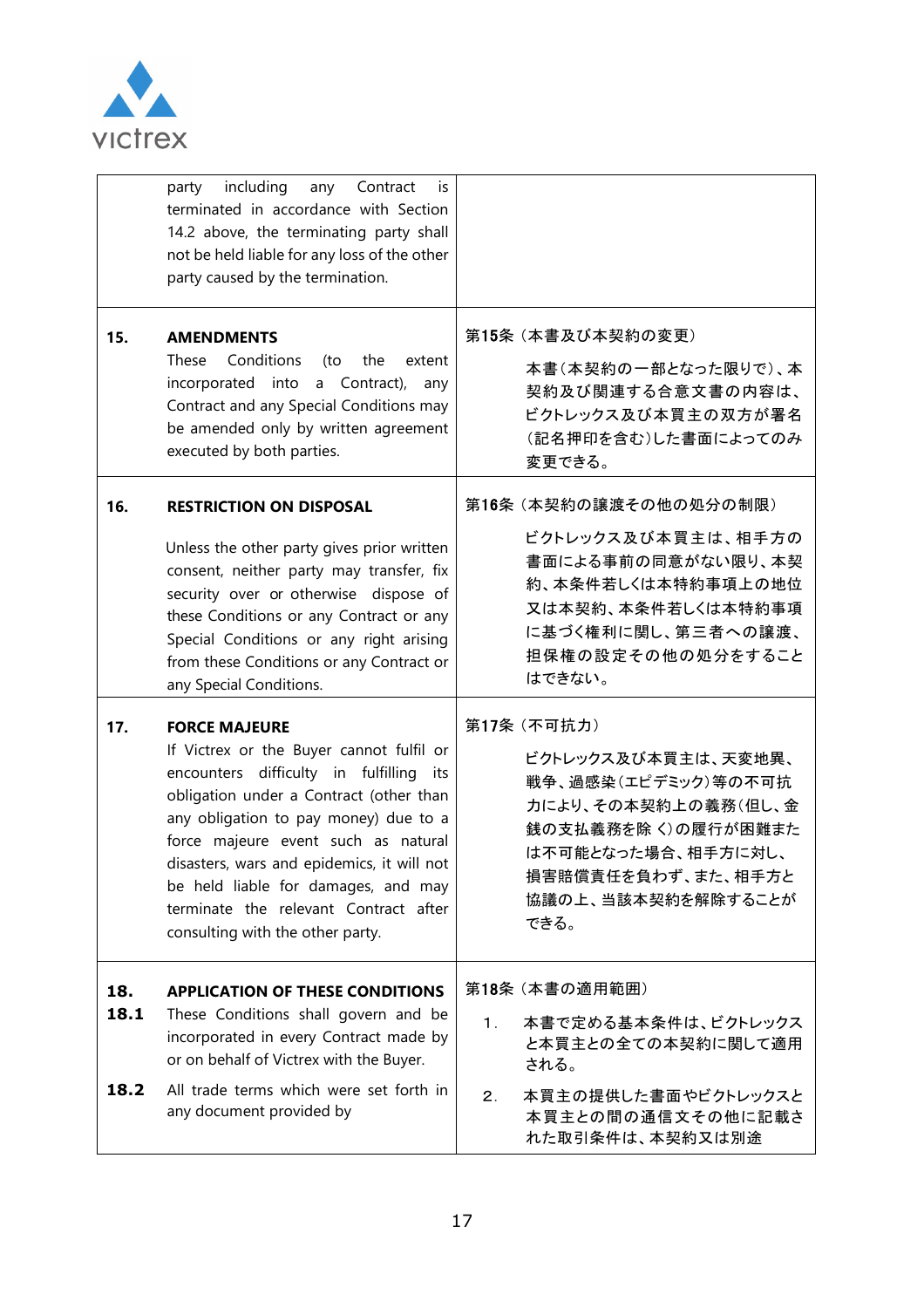| | English | 日本語 |
|---|---|---|
| | party including any Contract is terminated in accordance with Section 14.2 above, the terminating party shall not be held liable for any loss of the other party caused by the termination. | |
| **15.** | **AMENDMENTS**<br>These Conditions (to the extent incorporated into a Contract), any Contract and any Special Conditions may be amended only by written agreement executed by both parties. | 第15条（本書及び本契約の変更）<br>本書（本契約の一部となった限りで）、本契約及び関連する合意文書の内容は、ビクトレックス及び本買主の双方が署名（記名押印を含む）した書面によってのみ変更できる。 |
| **16.** | **RESTRICTION ON DISPOSAL**<br>Unless the other party gives prior written consent, neither party may transfer, fix security over or otherwise dispose of these Conditions or any Contract or any Special Conditions or any right arising from these Conditions or any Contract or any Special Conditions. | 第16条（本契約の譲渡その他の処分の制限）<br>ビクトレックス及び本買主は、相手方の書面による事前の同意がない限り、本契約、本条件若しくは本特約事項上の地位又は本契約、本条件若しくは本特約事項に基づく権利に関し、第三者への譲渡、担保権の設定その他の処分をすることはできない。 |
| **17.** | **FORCE MAJEURE**<br>If Victrex or the Buyer cannot fulfil or encounters difficulty in fulfilling its obligation under a Contract (other than any obligation to pay money) due to a force majeure event such as natural disasters, wars and epidemics, it will not be held liable for damages, and may terminate the relevant Contract after consulting with the other party. | 第17条（不可抗力）<br>ビクトレックス及び本買主は、天変地異、戦争、過感染（エピデミック）等の不可抗力により、その本契約上の義務（但し、金銭の支払義務を除く）の履行が困難または不可能となった場合、相手方に対し、損害賠償責任を負わず、また、相手方と協議の上、当該本契約を解除することができる。 |
| **18.** | **APPLICATION OF THESE CONDITIONS** | 第18条（本書の適用範囲） |
| **18.1** | These Conditions shall govern and be incorporated in every Contract made by or on behalf of Victrex with the Buyer. | 1． 本書で定める基本条件は、ビクトレックスと本買主との全ての本契約に関して適用される。 |
| **18.2** | All trade terms which were set forth in any document provided by | 2． 本買主の提供した書面やビクトレックスと本買主との間の通信文その他に記載された取引条件は、本契約又は別途 |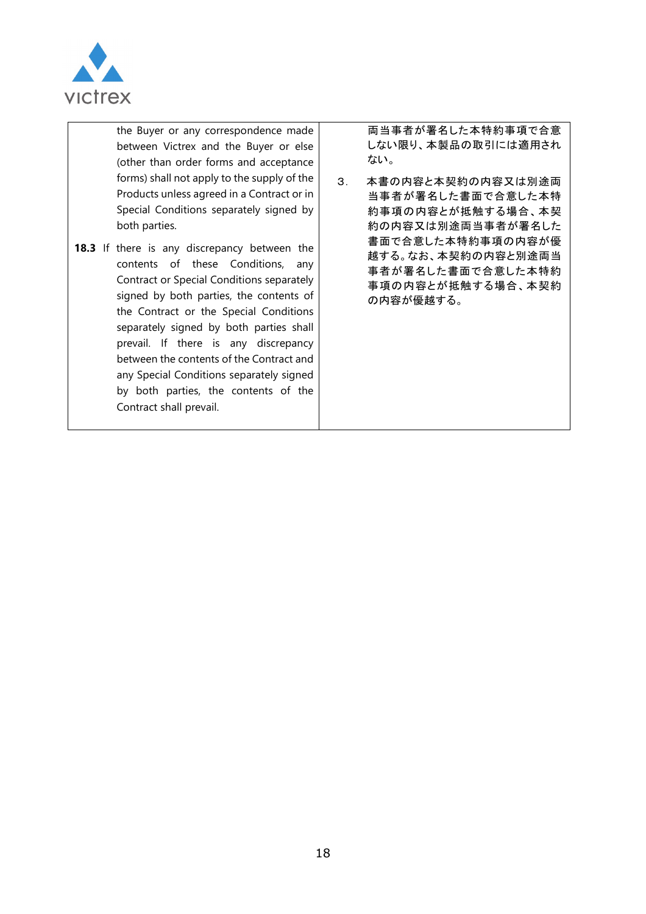| | |
|---|---|
| the Buyer or any correspondence made between Victrex and the Buyer or else (other than order forms and acceptance forms) shall not apply to the supply of the Products unless agreed in a Contract or in Special Conditions separately signed by both parties. | 両当事者が署名した本特約事項で合意しない限り、本製品の取引には適用されない。 |
| **18.3** If there is any discrepancy between the contents of these Conditions, any Contract or Special Conditions separately signed by both parties, the contents of the Contract or the Special Conditions separately signed by both parties shall prevail. If there is any discrepancy between the contents of the Contract and any Special Conditions separately signed by both parties, the contents of the Contract shall prevail. | ３． 本書の内容と本契約の内容又は別途両当事者が署名した書面で合意した本特約事項の内容とが抵触する場合、本契約の内容又は別途両当事者が署名した書面で合意した本特約事項の内容が優越する。なお、本契約の内容と別途両当事者が署名した書面で合意した本特約事項の内容とが抵触する場合、本契約の内容が優越する。 |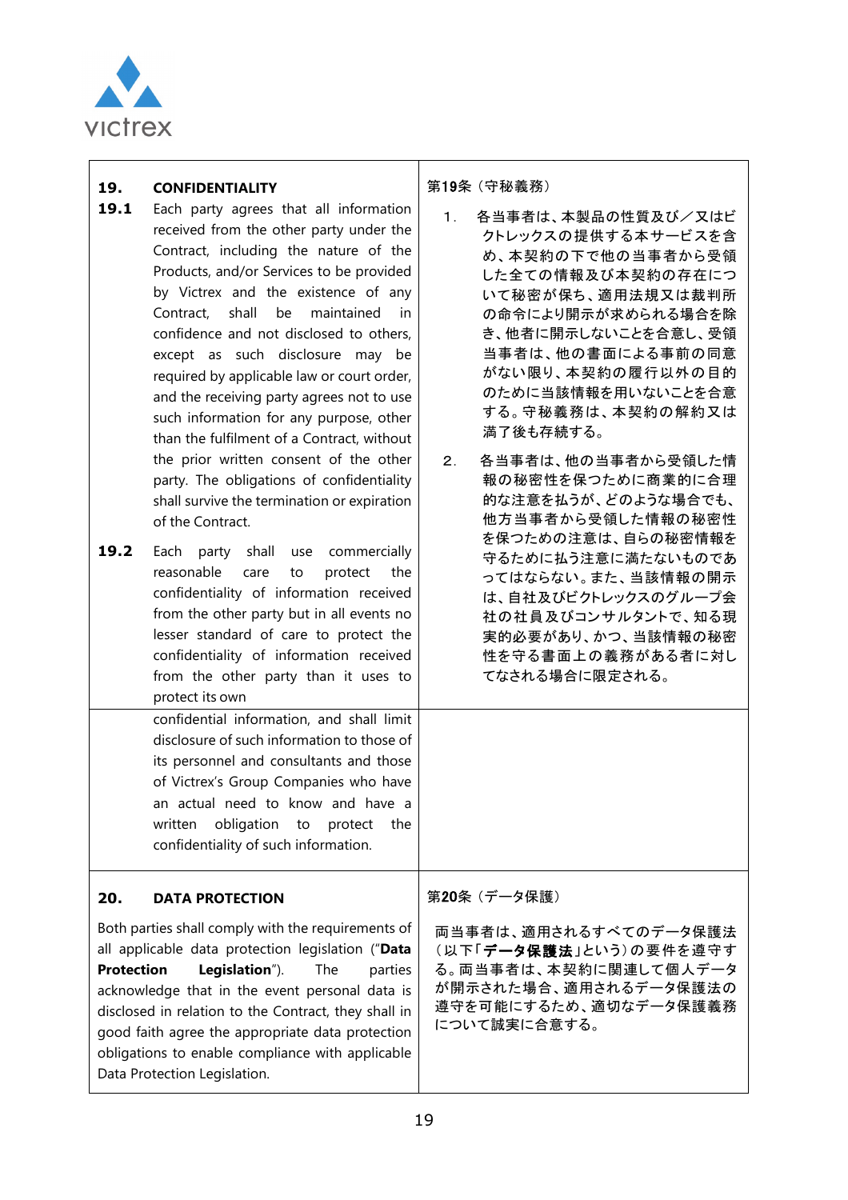| English | 日本語 |
|---|---|
| **19. CONFIDENTIALITY** | 第19条（守秘義務） |
| **19.1** Each party agrees that all information received from the other party under the Contract, including the nature of the Products, and/or Services to be provided by Victrex and the existence of any Contract, shall be maintained in confidence and not disclosed to others, except as such disclosure may be required by applicable law or court order, and the receiving party agrees not to use such information for any purpose, other than the fulfilment of a Contract, without the prior written consent of the other party. The obligations of confidentiality shall survive the termination or expiration of the Contract. | 1．各当事者は、本製品の性質及び／又はビクトレックスの提供する本サービスを含め、本契約の下で他の当事者から受領した全ての情報及び本契約の存在について秘密が保ち、適用法規又は裁判所の命令により開示が求められる場合を除き、他者に開示しないことを合意し、受領当事者は、他の書面による事前の同意がない限り、本契約の履行以外の目的のために当該情報を用いないことを合意する。守秘義務は、本契約の解約又は満了後も存続する。 |
| **19.2** Each party shall use commercially reasonable care to protect the confidentiality of information received from the other party but in all events no lesser standard of care to protect the confidentiality of information received from the other party than it uses to protect its own confidential information, and shall limit disclosure of such information to those of its personnel and consultants and those of Victrex's Group Companies who have an actual need to know and have a written obligation to protect the confidentiality of such information. | 2．各当事者は、他の当事者から受領した情報の秘密性を保つために商業的に合理的な注意を払うが、どのような場合でも、他方当事者から受領した情報の秘密性を保つための注意は、自らの秘密情報を守るために払う注意に満たないものであってはならない。また、当該情報の開示は、自社及びビクトレックスのグループ会社の社員及びコンサルタントで、知る現実的必要があり、かつ、当該情報の秘密性を守る書面上の義務がある者に対してなされる場合に限定される。 |
| **20. DATA PROTECTION** | 第20条（データ保護） |
| Both parties shall comply with the requirements of all applicable data protection legislation ("**Data Protection Legislation**"). The parties acknowledge that in the event personal data is disclosed in relation to the Contract, they shall in good faith agree the appropriate data protection obligations to enable compliance with applicable Data Protection Legislation. | 両当事者は、適用されるすべてのデータ保護法（以下「**データ保護法**」という）の要件を遵守する。両当事者は、本契約に関連して個人データが開示された場合、適用されるデータ保護法の遵守を可能にするため、適切なデータ保護義務について誠実に合意する。 |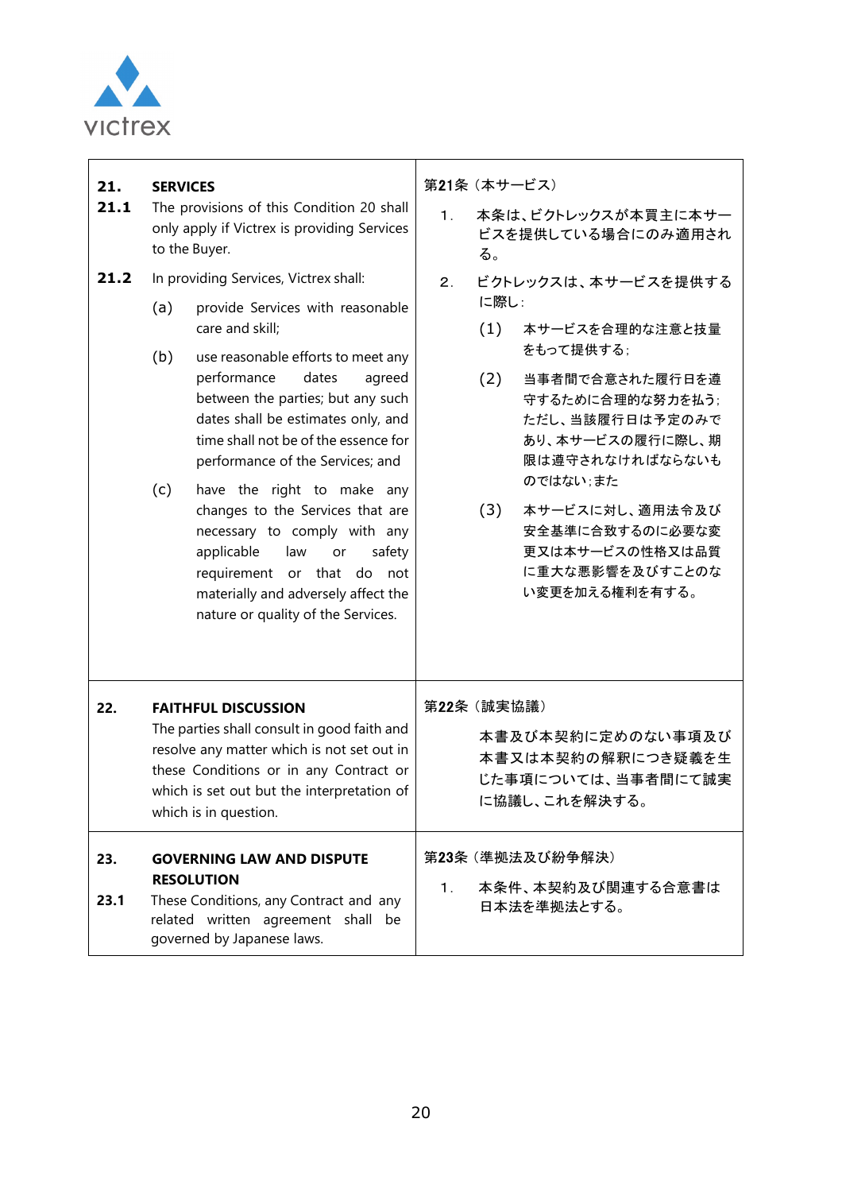victrex

| English | 日本語 |
|---|---|
| **21. SERVICES**<br>**21.1** The provisions of this Condition 20 shall only apply if Victrex is providing Services to the Buyer.<br>**21.2** In providing Services, Victrex shall:<br>(a) provide Services with reasonable care and skill;<br>(b) use reasonable efforts to meet any performance dates agreed between the parties; but any such dates shall be estimates only, and time shall not be of the essence for performance of the Services; and<br>(c) have the right to make any changes to the Services that are necessary to comply with any applicable law or safety requirement or that do not materially and adversely affect the nature or quality of the Services. | **第21条**（本サービス）<br>1． 本条は、ビクトレックスが本買主に本サービスを提供している場合にのみ適用される。<br>2． ビクトレックスは、本サービスを提供する に際し：<br>(1) 本サービスを合理的な注意と技量をもって提供する；<br>(2) 当事者間で合意された履行日を遵守するために合理的な努力を払う；ただし、当該履行日は予定のみであり、本サービスの履行に際し、期限は遵守されなければならないものではない；また<br>(3) 本サービスに対し、適用法令及び安全基準に合致するのに必要な変更又は本サービスの性格又は品質に重大な悪影響を及ぼすことのない変更を加える権利を有する。 |
| **22. FAITHFUL DISCUSSION**<br>The parties shall consult in good faith and resolve any matter which is not set out in these Conditions or in any Contract or which is set out but the interpretation of which is in question. | **第22条**（誠実協議）<br>本書及び本契約に定めのない事項及び本書又は本契約の解釈につき疑義を生じた事項については、当事者間にて誠実に協議し、これを解決する。 |
| **23. GOVERNING LAW AND DISPUTE RESOLUTION**<br>**23.1** These Conditions, any Contract and any related written agreement shall be governed by Japanese laws. | **第23条**（準拠法及び紛争解決）<br>1． 本条件、本契約及び関連する合意書は日本法を準拠法とする。 |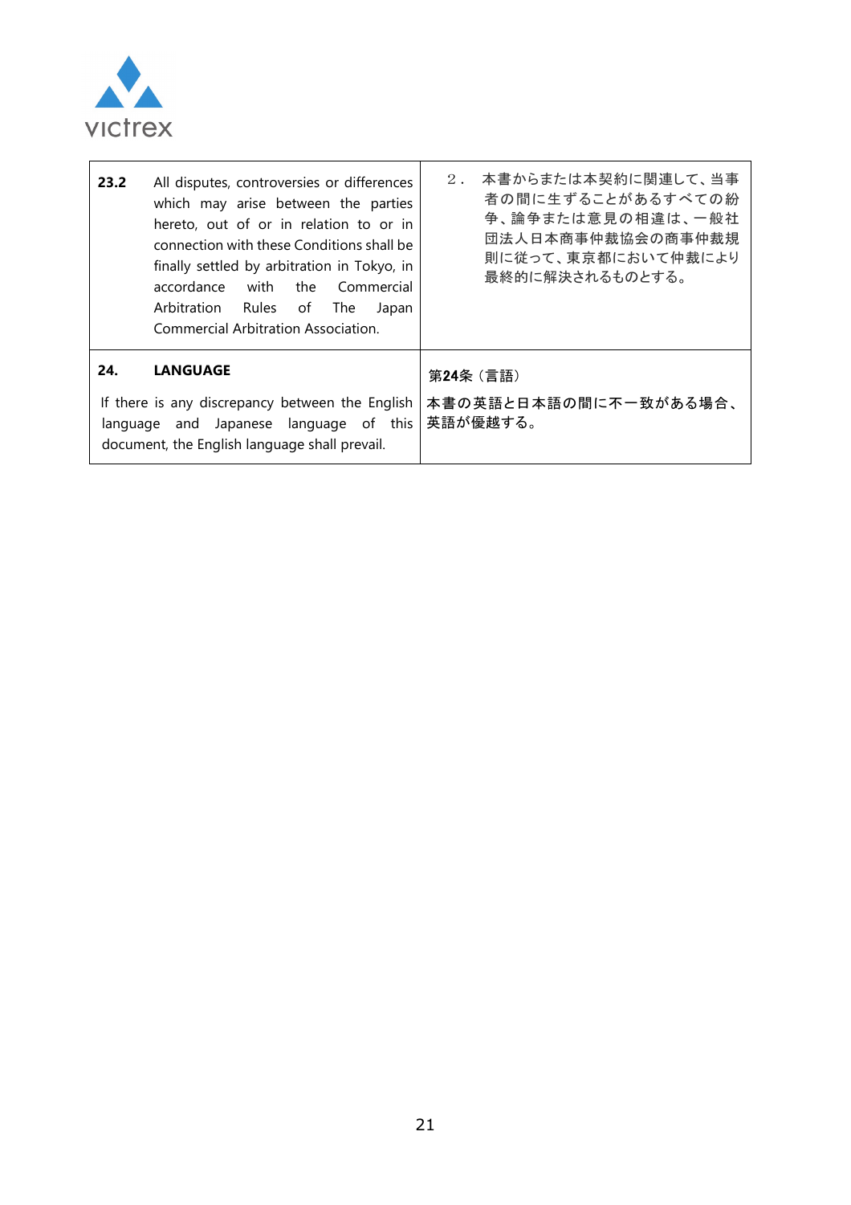victrex

| | |
|---|---|
| **23.2** All disputes, controversies or differences which may arise between the parties hereto, out of or in relation to or in connection with these Conditions shall be finally settled by arbitration in Tokyo, in accordance with the Commercial Arbitration Rules of The Japan Commercial Arbitration Association. | ２． 本書からまたは本契約に関連して、当事者の間に生ずることがあるすべての紛争、論争または意見の相違は、一般社団法人日本商事仲裁協会の商事仲裁規則に従って、東京都において仲裁により最終的に解決されるものとする。 |
| **24. LANGUAGE**<br><br>If there is any discrepancy between the English language and Japanese language of this document, the English language shall prevail. | **第24条**（言語）<br><br>本書の英語と日本語の間に不一致がある場合、英語が優越する。 |